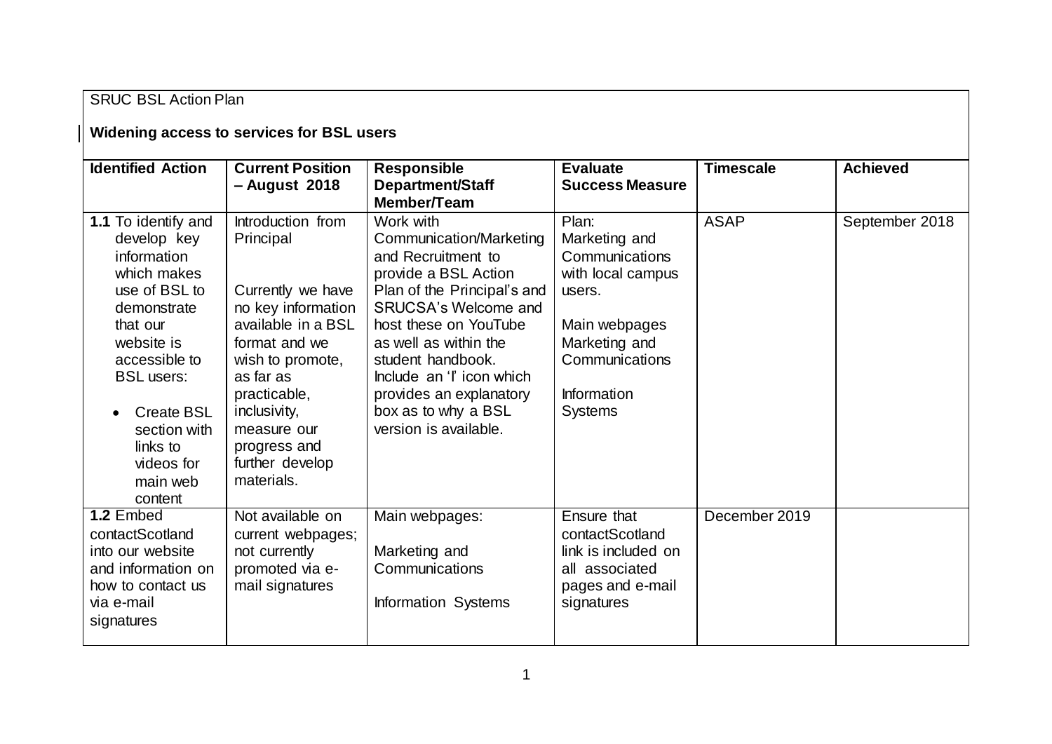SRUC BSL Action Plan

**Widening access to services for BSL users**

| **Identified Action** | **Current Position – August 2018** | **Responsible Department/Staff Member/Team** | **Evaluate Success Measure** | **Timescale** | **Achieved** |
|---|---|---|---|---|---|
| **1.1** To identify and develop key information which makes use of BSL to demonstrate that our website is accessible to BSL users: <br>• Create BSL section with links to videos for main web content | Introduction from Principal<br><br>Currently we have no key information available in a BSL format and we wish to promote, as far as practicable, inclusivity, measure our progress and further develop materials. | Work with Communication/Marketing and Recruitment to provide a BSL Action Plan of the Principal's and SRUCSA's Welcome and host these on YouTube as well as within the student handbook. Include an 'I' icon which provides an explanatory box as to why a BSL version is available. | Plan: Marketing and Communications with local campus users.<br><br>Main webpages Marketing and Communications<br><br>Information Systems | ASAP | September 2018 |
| **1.2** Embed contactScotland into our website and information on how to contact us via e-mail signatures | Not available on current webpages; not currently promoted via e-mail signatures | Main webpages:<br><br>Marketing and Communications<br><br>Information Systems | Ensure that contactScotland link is included on all associated pages and e-mail signatures | December 2019 | |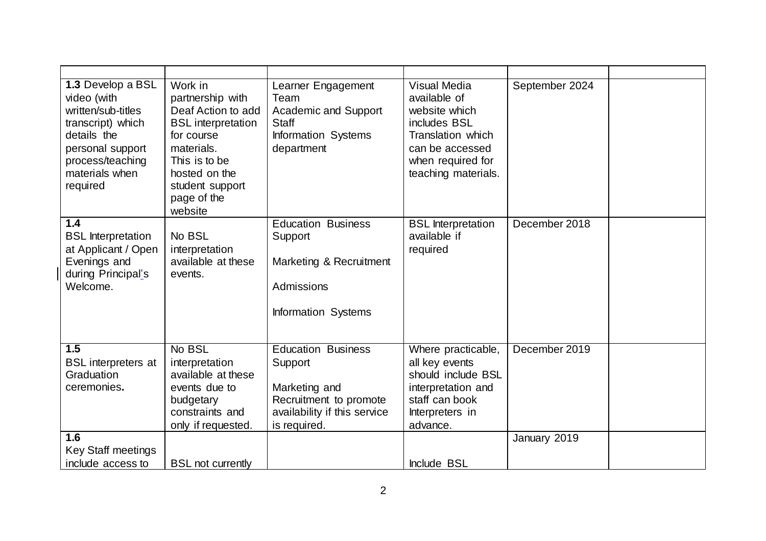| | | | | | |
|---|---|---|---|---|---|
| **1.3** Develop a BSL video (with written/sub-titles transcript) which details the personal support process/teaching materials when required | Work in partnership with Deaf Action to add BSL interpretation for course materials. This is to be hosted on the student support page of the website | Learner Engagement Team Academic and Support Staff Information Systems department | Visual Media available of website which includes BSL Translation which can be accessed when required for teaching materials. | September 2024 | |
| **1.4** BSL Interpretation at Applicant / Open Evenings and during Principal's Welcome. | No BSL interpretation available at these events. | Education Business Support<br><br>Marketing & Recruitment<br><br>Admissions<br><br>Information Systems | BSL Interpretation available if required | December 2018 | |
| **1.5** BSL interpreters at Graduation ceremonies**.** | No BSL interpretation available at these events due to budgetary constraints and only if requested. | Education Business Support<br><br>Marketing and Recruitment to promote availability if this service is required. | Where practicable, all key events should include BSL interpretation and staff can book Interpreters in advance. | December 2019 | |
| **1.6** Key Staff meetings include access to | BSL not currently | | Include BSL | January 2019 | |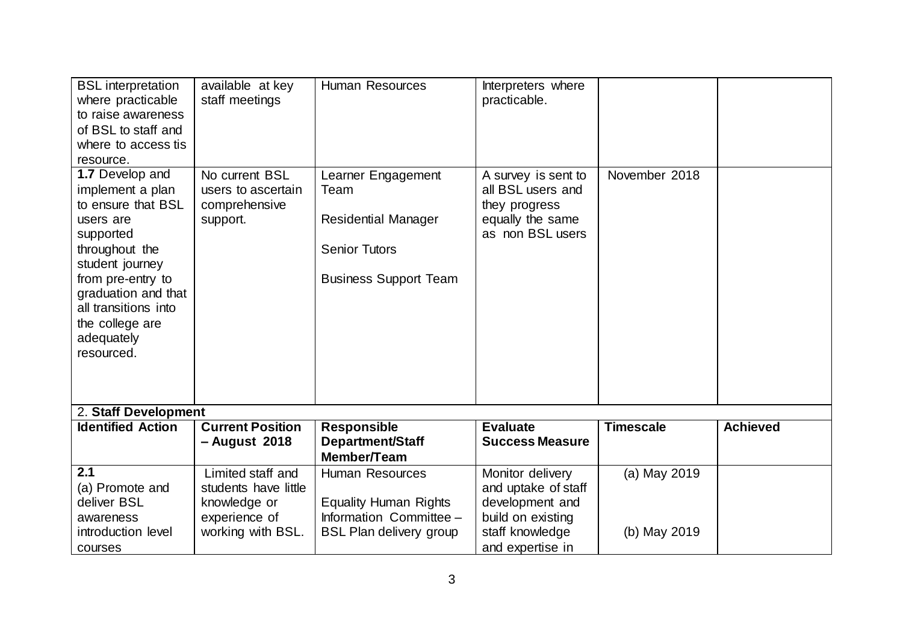| | | | | | |
|---|---|---|---|---|---|
| BSL interpretation where practicable to raise awareness of BSL to staff and where to access tis resource. | available at key staff meetings | Human Resources | Interpreters where practicable. | | |
| **1.7** Develop and implement a plan to ensure that BSL users are supported throughout the student journey from pre-entry to graduation and that all transitions into the college are adequately resourced. | No current BSL users to ascertain comprehensive support. | Learner Engagement Team<br><br>Residential Manager<br><br>Senior Tutors<br><br>Business Support Team | A survey is sent to all BSL users and they progress equally the same as non BSL users | November 2018 | |
| 2. **Staff Development** | | | | | |
| **Identified Action** | **Current Position – August 2018** | **Responsible Department/Staff Member/Team** | **Evaluate Success Measure** | **Timescale** | **Achieved** |
| **2.1**<br>(a) Promote and deliver BSL awareness introduction level courses | Limited staff and students have little knowledge or experience of working with BSL. | Human Resources<br><br>Equality Human Rights Information Committee – BSL Plan delivery group | Monitor delivery and uptake of staff development and build on existing staff knowledge and expertise in | (a) May 2019<br><br>(b) May 2019 | |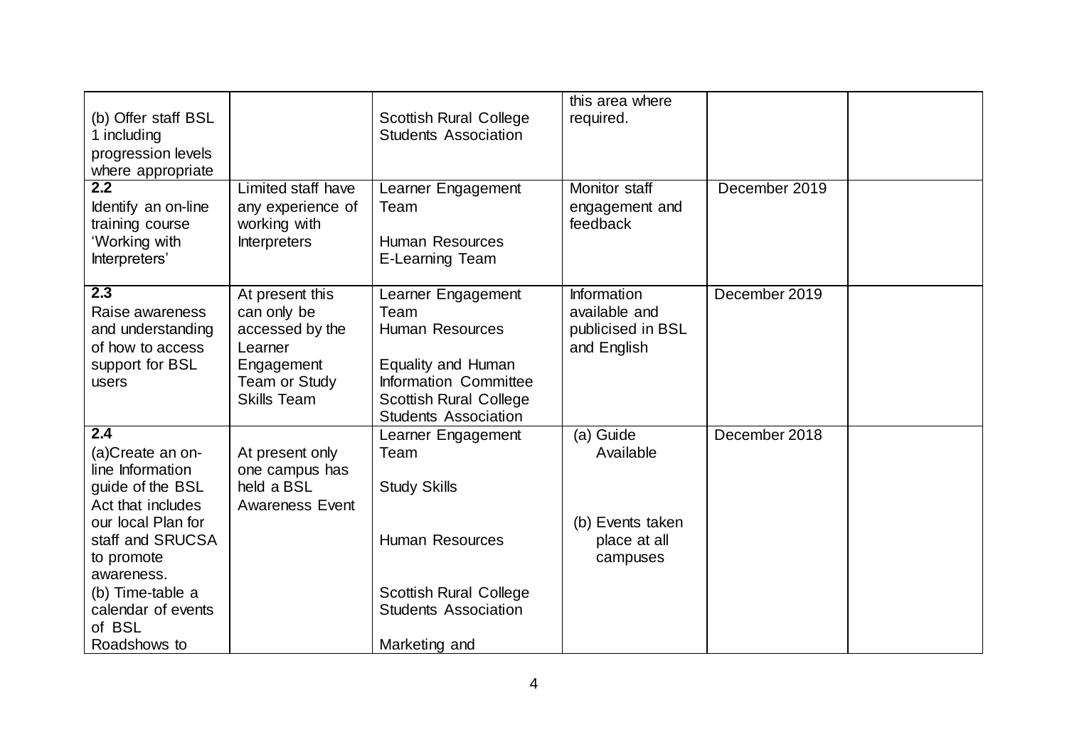| | | | | | |
|---|---|---|---|---|---|
| (b) Offer staff BSL 1 including progression levels where appropriate | | Scottish Rural College Students Association | this area where required. | | |
| **2.2** Identify an on-line training course 'Working with Interpreters' | Limited staff have any experience of working with Interpreters | Learner Engagement Team<br><br>Human Resources<br>E-Learning Team | Monitor staff engagement and feedback | December 2019 | |
| **2.3** Raise awareness and understanding of how to access support for BSL users | At present this can only be accessed by the Learner Engagement Team or Study Skills Team | Learner Engagement Team<br>Human Resources<br><br>Equality and Human Information Committee<br>Scottish Rural College Students Association | Information available and publicised in BSL and English | December 2019 | |
| **2.4** (a)Create an on-line Information guide of the BSL Act that includes our local Plan for staff and SRUCSA to promote awareness.<br>(b) Time-table a calendar of events of BSL Roadshows to | At present only one campus has held a BSL Awareness Event | Learner Engagement Team<br><br>Study Skills<br><br>Human Resources<br><br>Scottish Rural College Students Association<br><br>Marketing and | (a) Guide Available<br><br>(b) Events taken place at all campuses | December 2018 | |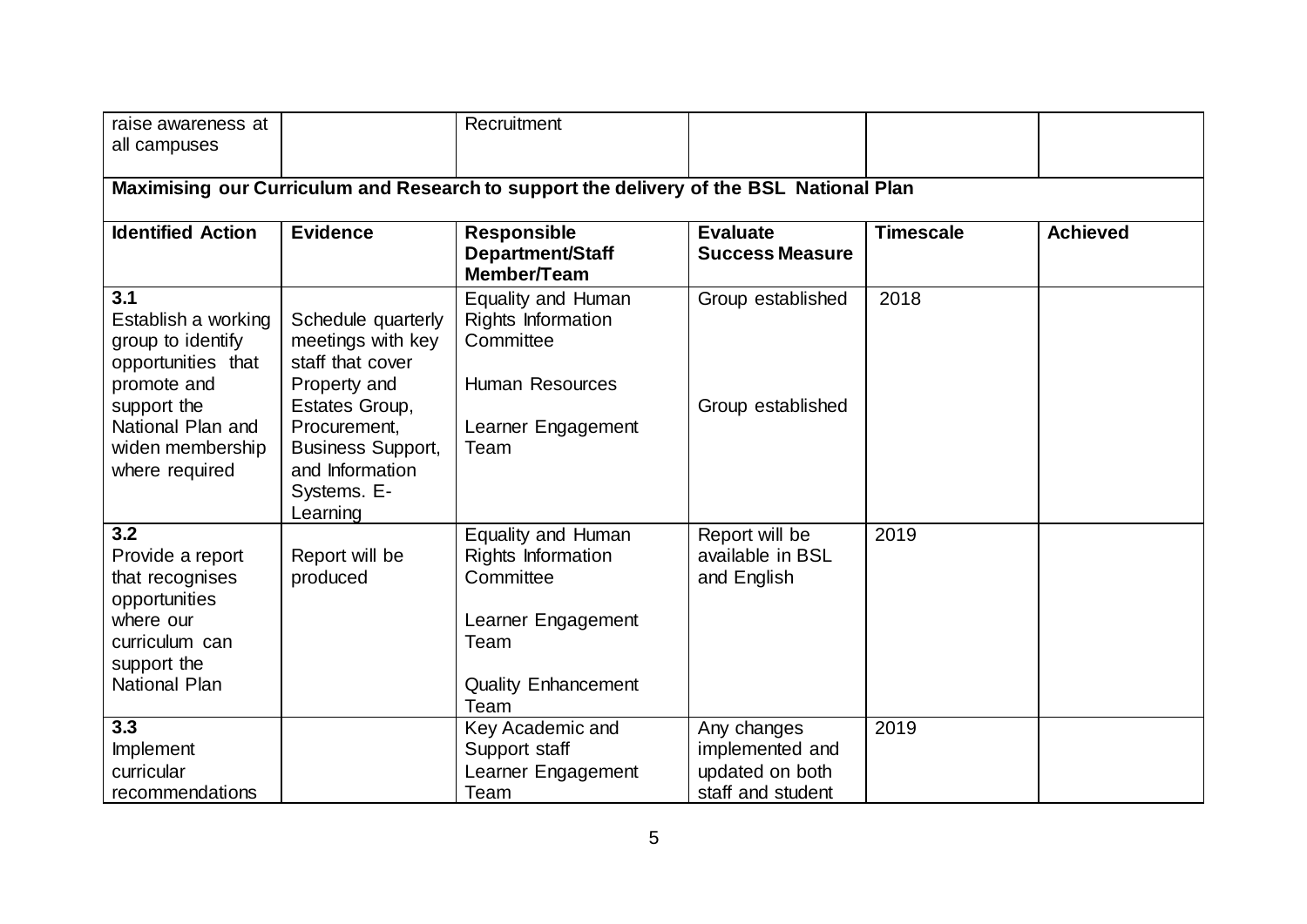| raise awareness at all campuses | | Recruitment | | | |
|---|---|---|---|---|---|

**Maximising our Curriculum and Research to support the delivery of the BSL National Plan**

| Identified Action | Evidence | Responsible Department/Staff Member/Team | Evaluate Success Measure | Timescale | Achieved |
|---|---|---|---|---|---|
| **3.1** Establish a working group to identify opportunities that promote and support the National Plan and widen membership where required | Schedule quarterly meetings with key staff that cover Property and Estates Group, Procurement, Business Support, and Information Systems. E-Learning | Equality and Human Rights Information Committee<br><br>Human Resources<br><br>Learner Engagement Team | Group established<br><br>Group established | 2018 | |
| **3.2** Provide a report that recognises opportunities where our curriculum can support the National Plan | Report will be produced | Equality and Human Rights Information Committee<br><br>Learner Engagement Team<br><br>Quality Enhancement Team | Report will be available in BSL and English | 2019 | |
| **3.3** Implement curricular recommendations | | Key Academic and Support staff<br>Learner Engagement Team | Any changes implemented and updated on both staff and student | 2019 | |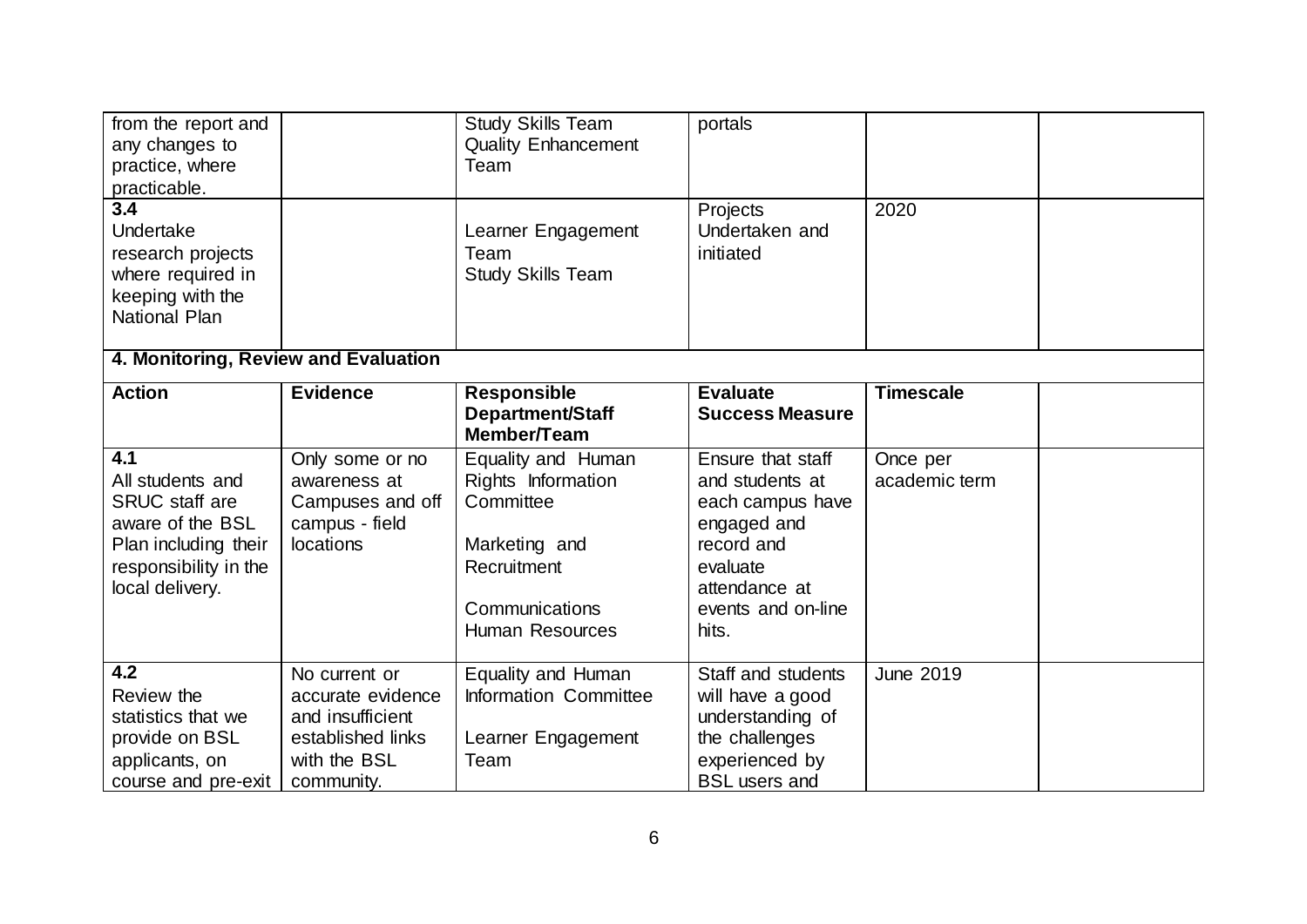| | | | | | |
|---|---|---|---|---|---|
| from the report and any changes to practice, where practicable. | | Study Skills Team Quality Enhancement Team | portals | | |
| **3.4** Undertake research projects where required in keeping with the National Plan | | Learner Engagement Team Study Skills Team | Projects Undertaken and initiated | 2020 | |

**4. Monitoring, Review and Evaluation**

| **Action** | **Evidence** | **Responsible Department/Staff Member/Team** | **Evaluate Success Measure** | **Timescale** | |
|---|---|---|---|---|---|
| **4.1** All students and SRUC staff are aware of the BSL Plan including their responsibility in the local delivery. | Only some or no awareness at Campuses and off campus - field locations | Equality and Human Rights Information Committee<br><br>Marketing and Recruitment<br><br>Communications Human Resources | Ensure that staff and students at each campus have engaged and record and evaluate attendance at events and on-line hits. | Once per academic term | |
| **4.2** Review the statistics that we provide on BSL applicants, on course and pre-exit | No current or accurate evidence and insufficient established links with the BSL community. | Equality and Human Information Committee<br><br>Learner Engagement Team | Staff and students will have a good understanding of the challenges experienced by BSL users and | June 2019 | |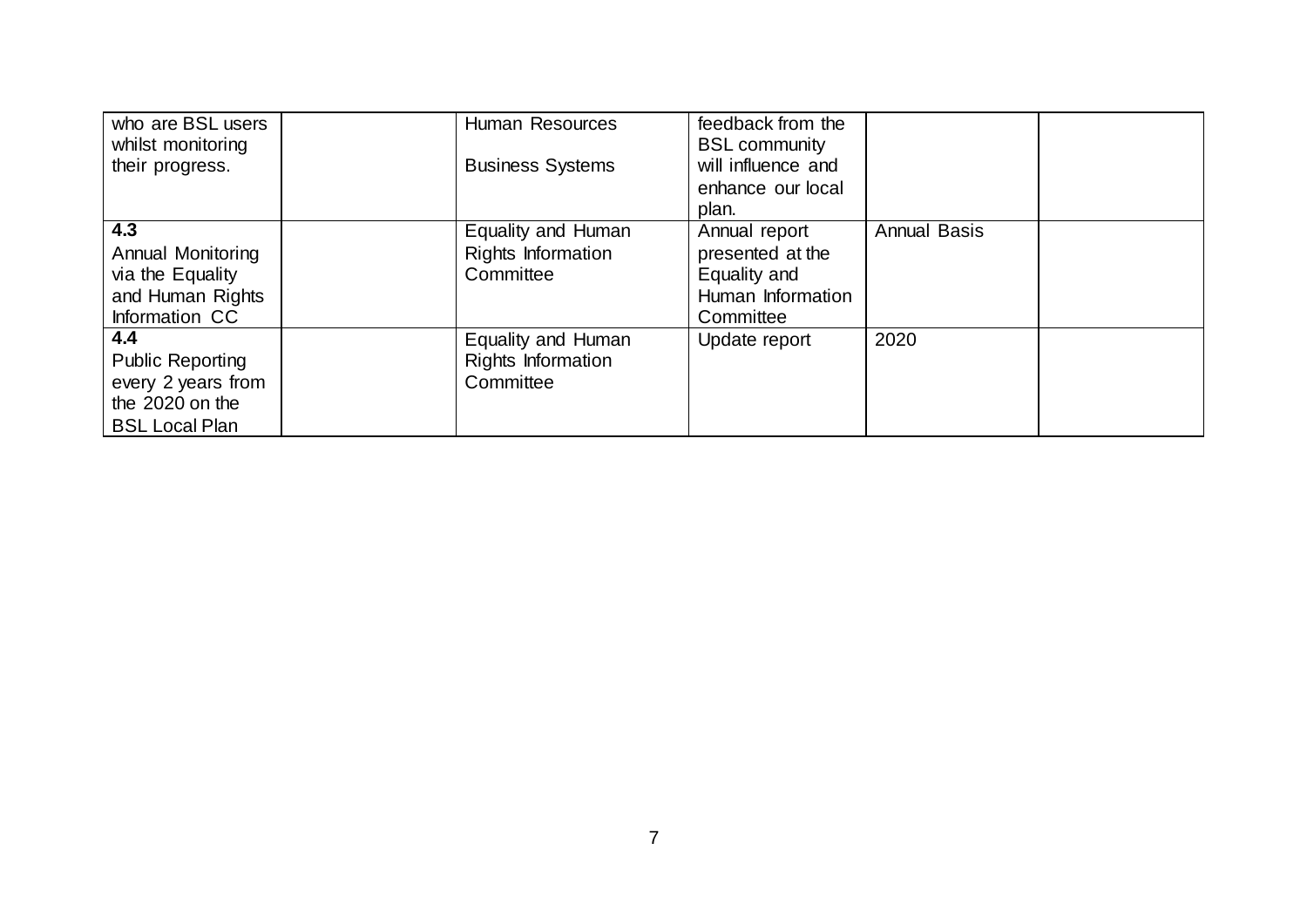| | | | | | |
|---|---|---|---|---|---|
| who are BSL users whilst monitoring their progress. | | Human Resources<br><br>Business Systems | feedback from the BSL community will influence and enhance our local plan. | | |
| **4.3**<br>Annual Monitoring via the Equality and Human Rights Information CC | | Equality and Human Rights Information Committee | Annual report presented at the Equality and Human Information Committee | Annual Basis | |
| **4.4**<br>Public Reporting every 2 years from the 2020 on the BSL Local Plan | | Equality and Human Rights Information Committee | Update report | 2020 | |